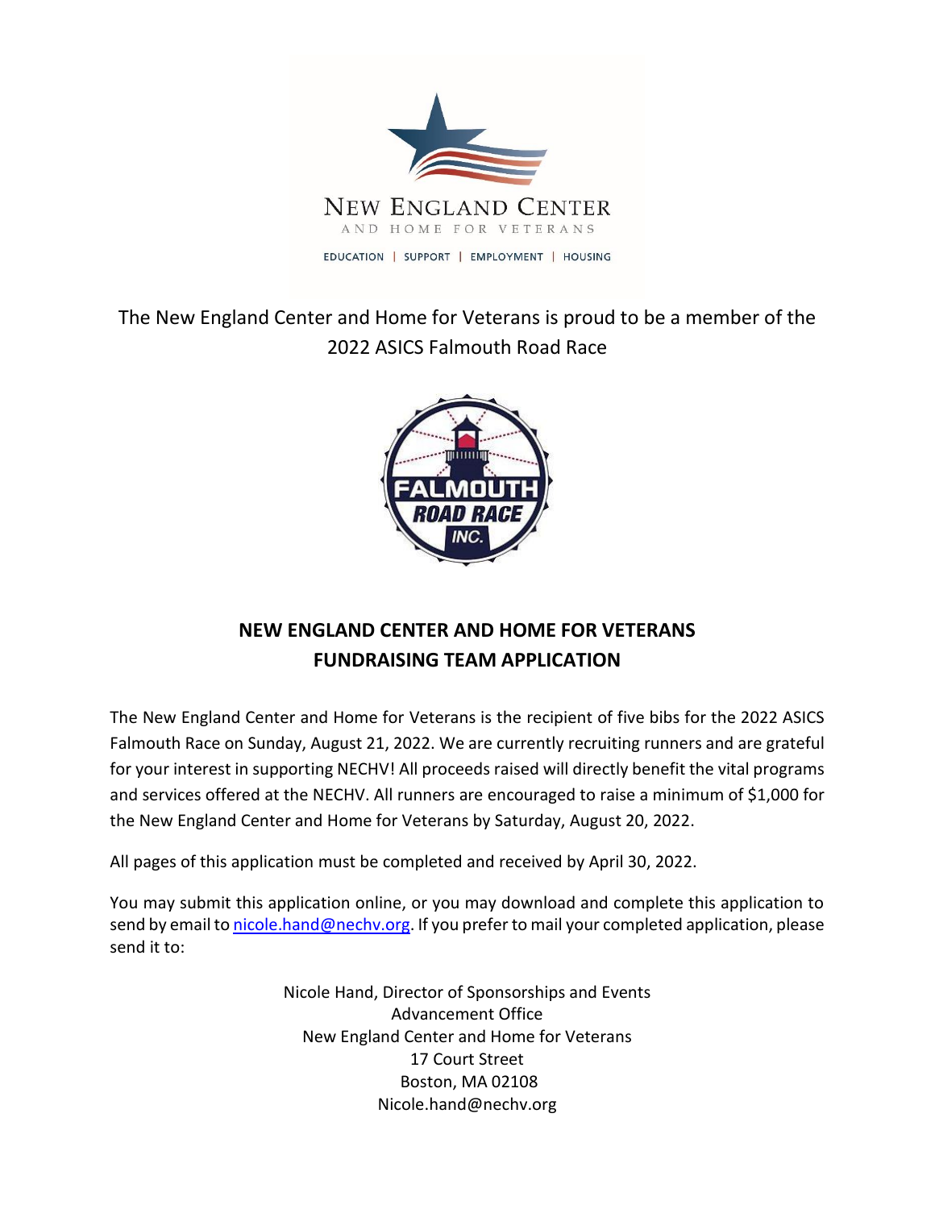NEW ENGLAND CENTER
AND HOME FOR VETERANS
EDUCATION | SUPPORT | EMPLOYMENT | HOUSING

The New England Center and Home for Veterans is proud to be a member of the 2022 ASICS Falmouth Road Race

FALMOUTH ROAD RACE INC.

## NEW ENGLAND CENTER AND HOME FOR VETERANS FUNDRAISING TEAM APPLICATION

The New England Center and Home for Veterans is the recipient of five bibs for the 2022 ASICS Falmouth Race on Sunday, August 21, 2022. We are currently recruiting runners and are grateful for your interest in supporting NECHV! All proceeds raised will directly benefit the vital programs and services offered at the NECHV. All runners are encouraged to raise a minimum of $1,000 for the New England Center and Home for Veterans by Saturday, August 20, 2022.

All pages of this application must be completed and received by April 30, 2022.

You may submit this application online, or you may download and complete this application to send by email to nicole.hand@nechv.org. If you prefer to mail your completed application, please send it to:

Nicole Hand, Director of Sponsorships and Events
Advancement Office
New England Center and Home for Veterans
17 Court Street
Boston, MA 02108
Nicole.hand@nechv.org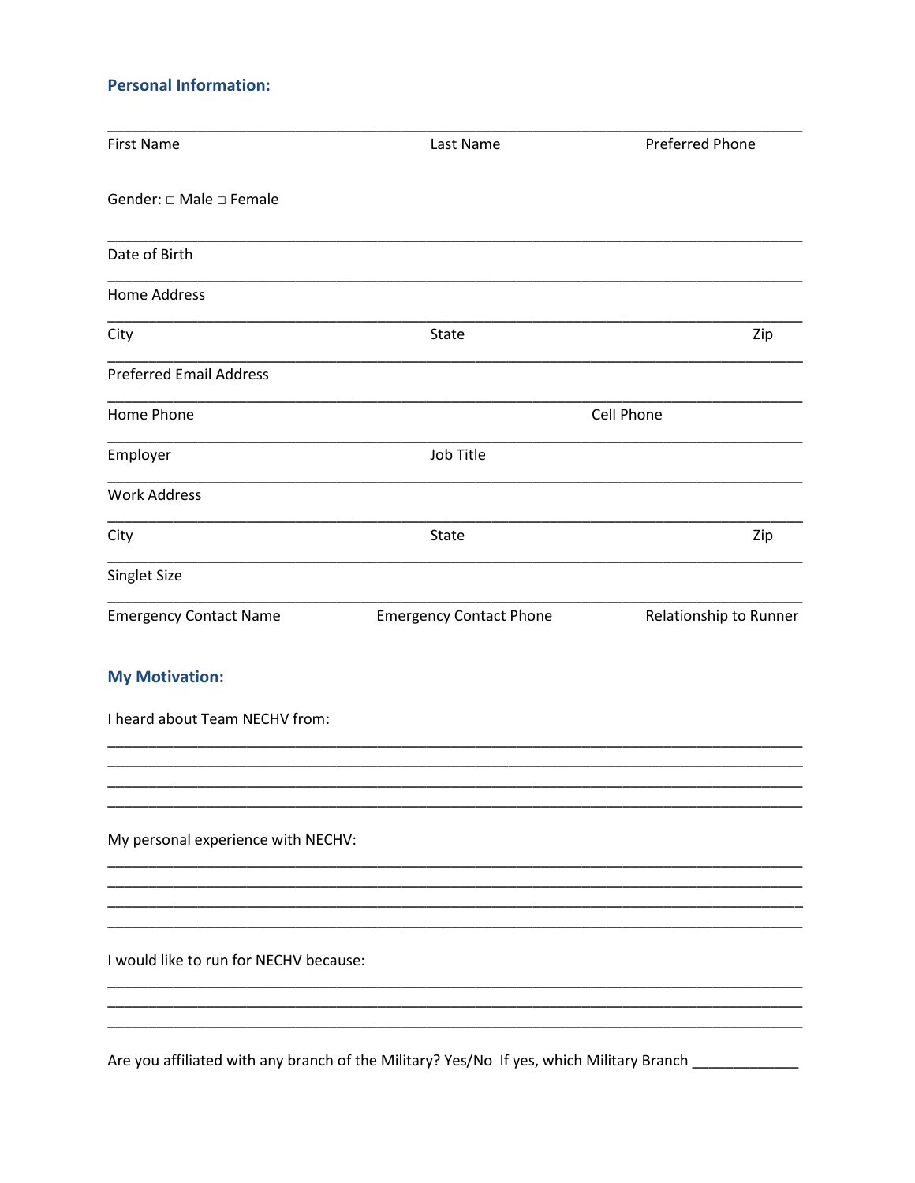## Personal Information:

_______________________________________________________________________________

First Name                                        Last Name                                        Preferred Phone

Gender: □ Male □ Female

_______________________________________________________________________________

Date of Birth

_______________________________________________________________________________

Home Address

_______________________________________________________________________________

City                                        State                                        Zip

_______________________________________________________________________________

Preferred Email Address

_______________________________________________________________________________

Home Phone                                        Cell Phone

_______________________________________________________________________________

Employer                                        Job Title

_______________________________________________________________________________

Work Address

_______________________________________________________________________________

City                                        State                                        Zip

_______________________________________________________________________________

Singlet Size

_______________________________________________________________________________

Emergency Contact Name                    Emergency Contact Phone                    Relationship to Runner

## My Motivation:

I heard about Team NECHV from:

_______________________________________________________________________________
_______________________________________________________________________________
_______________________________________________________________________________
_______________________________________________________________________________

My personal experience with NECHV:

_______________________________________________________________________________
_______________________________________________________________________________
_______________________________________________________________________________
_______________________________________________________________________________

I would like to run for NECHV because:

_______________________________________________________________________________
_______________________________________________________________________________
_______________________________________________________________________________

Are you affiliated with any branch of the Military? Yes/No  If yes, which Military Branch _____________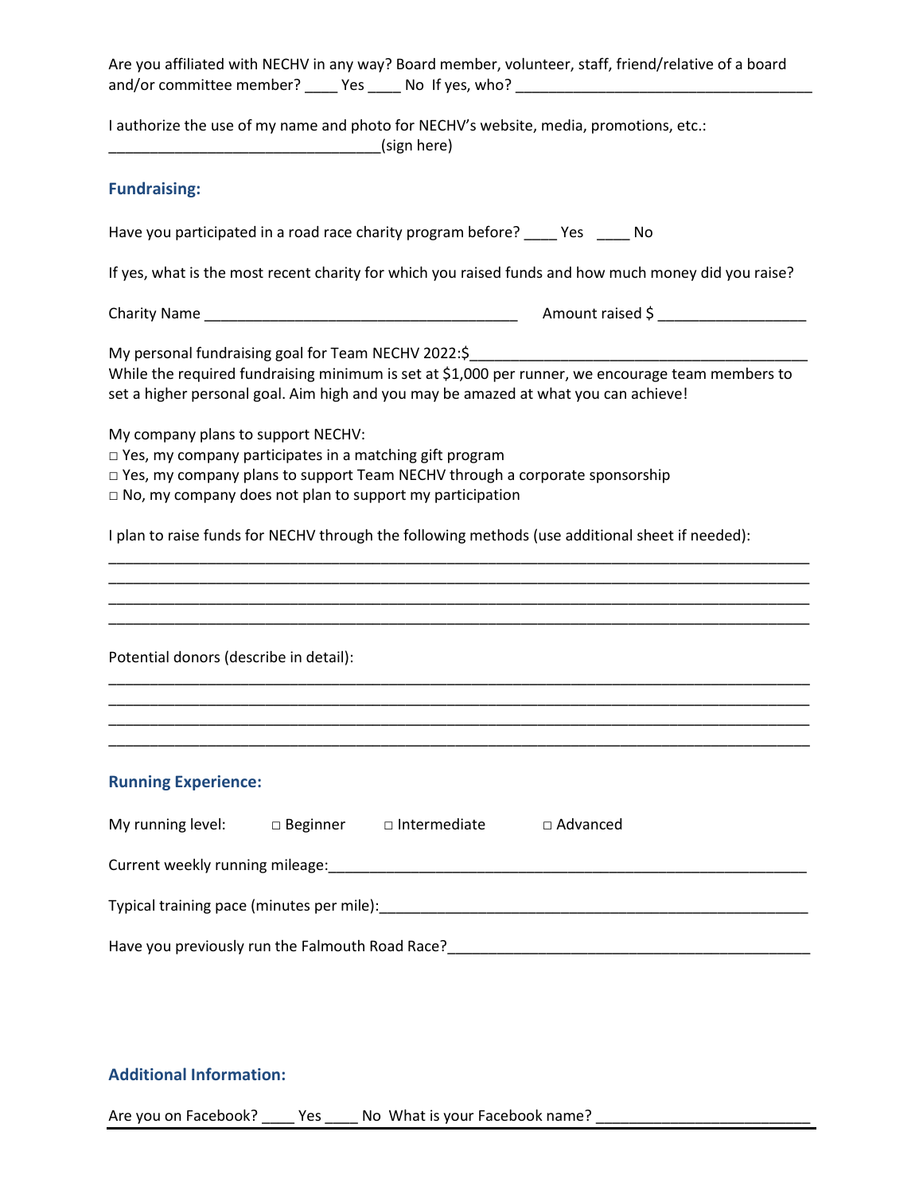Are you affiliated with NECHV in any way? Board member, volunteer, staff, friend/relative of a board and/or committee member? ____ Yes ____ No If yes, who? ____________________________________

I authorize the use of my name and photo for NECHV's website, media, promotions, etc.: ________________________________(sign here)

### Fundraising:

Have you participated in a road race charity program before? ____ Yes ____ No

If yes, what is the most recent charity for which you raised funds and how much money did you raise?

Charity Name ______________________________________ Amount raised $ _________________

My personal fundraising goal for Team NECHV 2022:$_________________________________________
While the required fundraising minimum is set at $1,000 per runner, we encourage team members to set a higher personal goal. Aim high and you may be amazed at what you can achieve!

My company plans to support NECHV:
□ Yes, my company participates in a matching gift program
□ Yes, my company plans to support Team NECHV through a corporate sponsorship
□ No, my company does not plan to support my participation

I plan to raise funds for NECHV through the following methods (use additional sheet if needed):
____________________________________________________________________________________
____________________________________________________________________________________
____________________________________________________________________________________
____________________________________________________________________________________

Potential donors (describe in detail):
____________________________________________________________________________________
____________________________________________________________________________________
____________________________________________________________________________________
____________________________________________________________________________________

### Running Experience:

My running level: □ Beginner □ Intermediate □ Advanced

Current weekly running mileage:___________________________________________________________

Typical training pace (minutes per mile):____________________________________________________

Have you previously run the Falmouth Road Race?____________________________________________

### Additional Information:

Are you on Facebook? ____ Yes ____ No What is your Facebook name? _________________________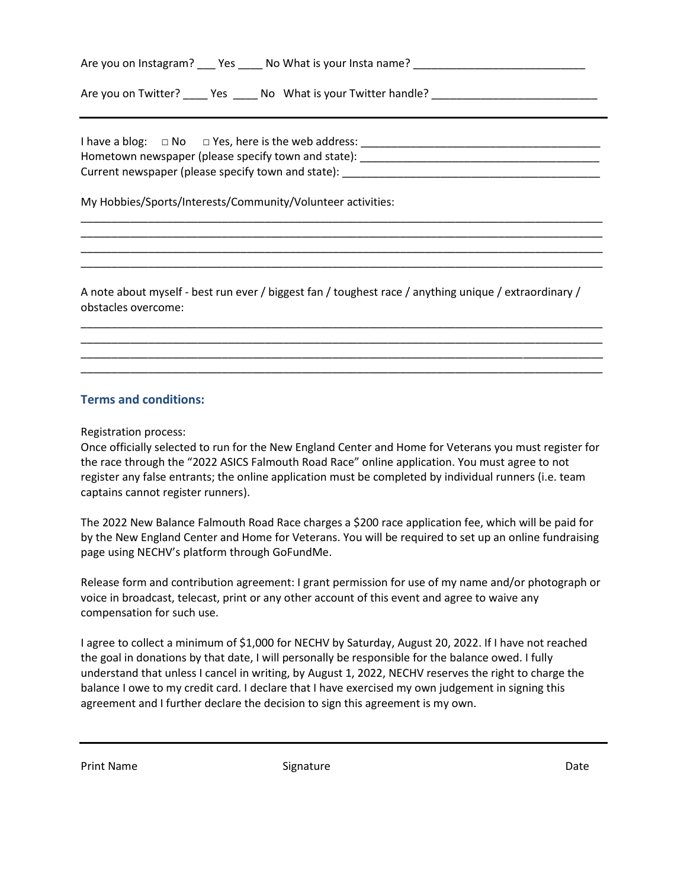Are you on Instagram? ___ Yes ____ No What is your Insta name? ___________________________

Are you on Twitter? ____ Yes ____ No What is your Twitter handle? __________________________

---

I have a blog: □ No □ Yes, here is the web address: _______________________________________
Hometown newspaper (please specify town and state): _______________________________________
Current newspaper (please specify town and state): _________________________________________

My Hobbies/Sports/Interests/Community/Volunteer activities:

_____________________________________________________________________________________
_____________________________________________________________________________________
_____________________________________________________________________________________
_____________________________________________________________________________________

A note about myself - best run ever / biggest fan / toughest race / anything unique / extraordinary / obstacles overcome:

_____________________________________________________________________________________
_____________________________________________________________________________________
_____________________________________________________________________________________
_____________________________________________________________________________________

### Terms and conditions:

Registration process:
Once officially selected to run for the New England Center and Home for Veterans you must register for the race through the "2022 ASICS Falmouth Road Race" online application. You must agree to not register any false entrants; the online application must be completed by individual runners (i.e. team captains cannot register runners).

The 2022 New Balance Falmouth Road Race charges a $200 race application fee, which will be paid for by the New England Center and Home for Veterans. You will be required to set up an online fundraising page using NECHV's platform through GoFundMe.

Release form and contribution agreement: I grant permission for use of my name and/or photograph or voice in broadcast, telecast, print or any other account of this event and agree to waive any compensation for such use.

I agree to collect a minimum of $1,000 for NECHV by Saturday, August 20, 2022. If I have not reached the goal in donations by that date, I will personally be responsible for the balance owed. I fully understand that unless I cancel in writing, by August 1, 2022, NECHV reserves the right to charge the balance I owe to my credit card. I declare that I have exercised my own judgement in signing this agreement and I further declare the decision to sign this agreement is my own.

---

Print Name Signature Date